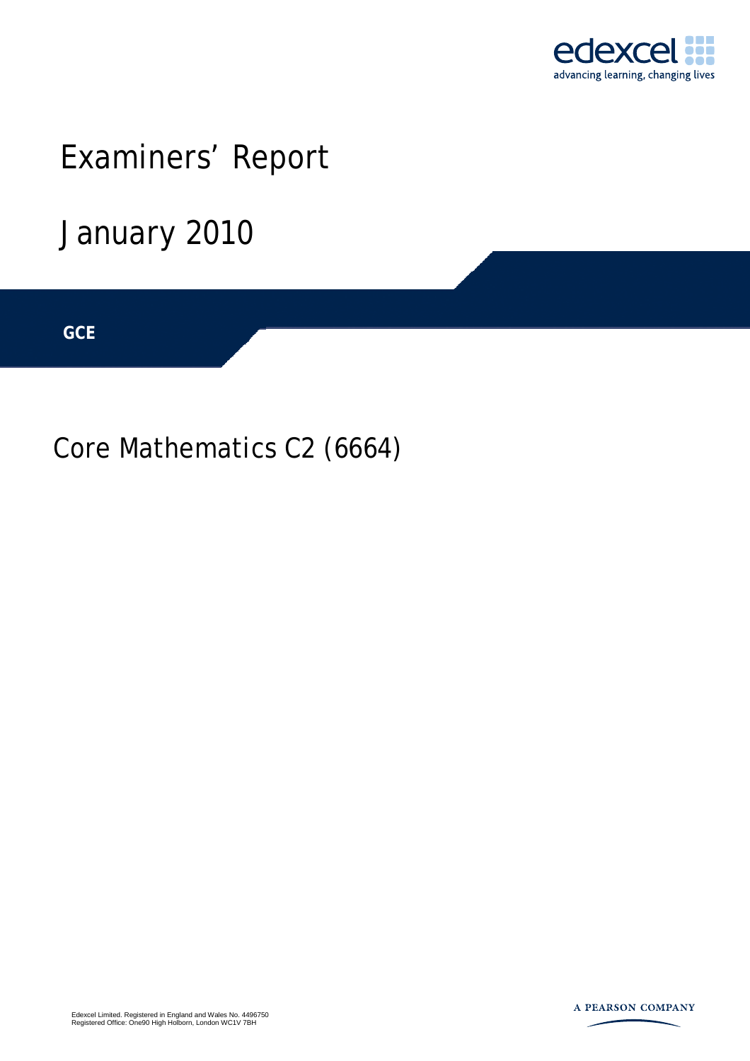edexcel
advancing learning, changing lives

# Examiners' Report

# January 2010

**GCE**

## Core Mathematics C2 (6664)

Edexcel Limited. Registered in England and Wales No. 4496750
Registered Office: One90 High Holborn, London WC1V 7BH

A PEARSON COMPANY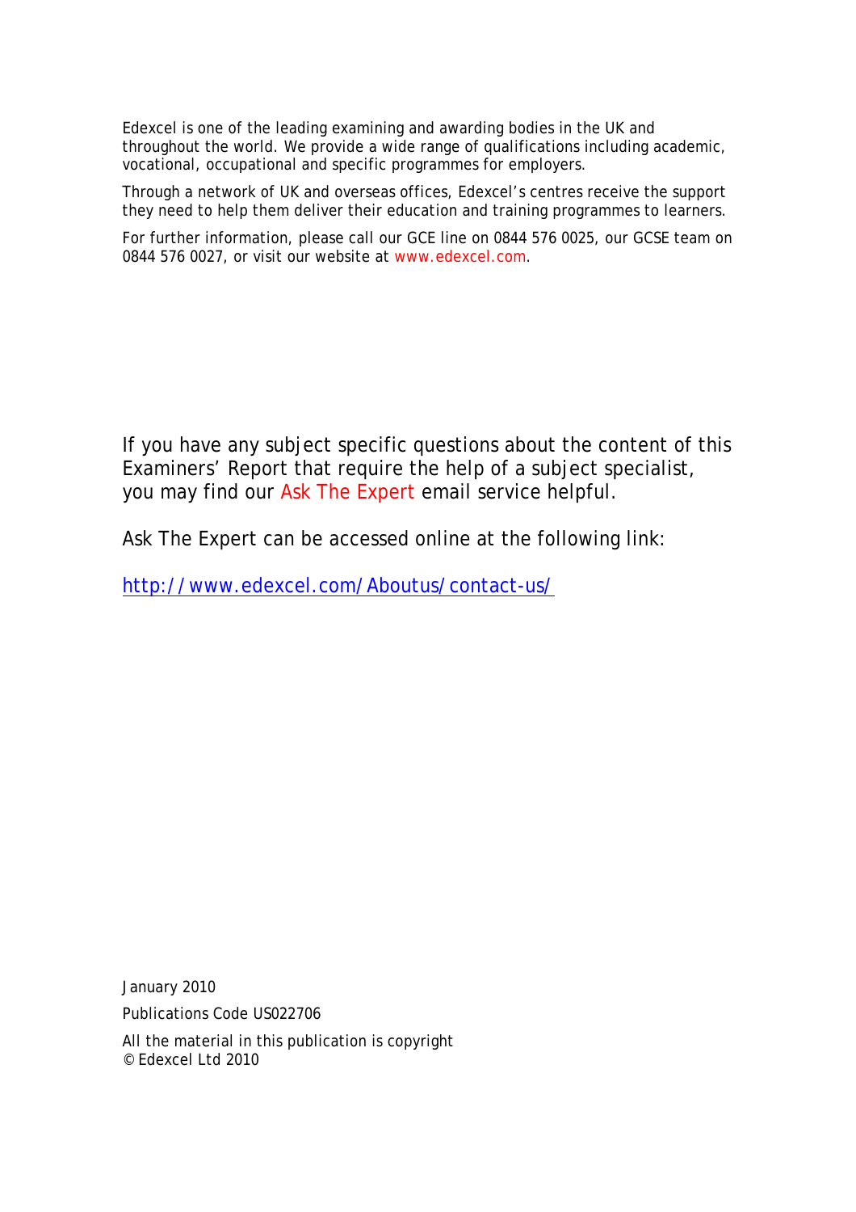Edexcel is one of the leading examining and awarding bodies in the UK and throughout the world. We provide a wide range of qualifications including academic, vocational, occupational and specific programmes for employers.

Through a network of UK and overseas offices, Edexcel's centres receive the support they need to help them deliver their education and training programmes to learners.

For further information, please call our GCE line on 0844 576 0025, our GCSE team on 0844 576 0027, or visit our website at www.edexcel.com.

If you have any subject specific questions about the content of this Examiners' Report that require the help of a subject specialist, you may find our Ask The Expert email service helpful.

Ask The Expert can be accessed online at the following link:

http://www.edexcel.com/Aboutus/contact-us/

January 2010

Publications Code US022706

All the material in this publication is copyright
© Edexcel Ltd 2010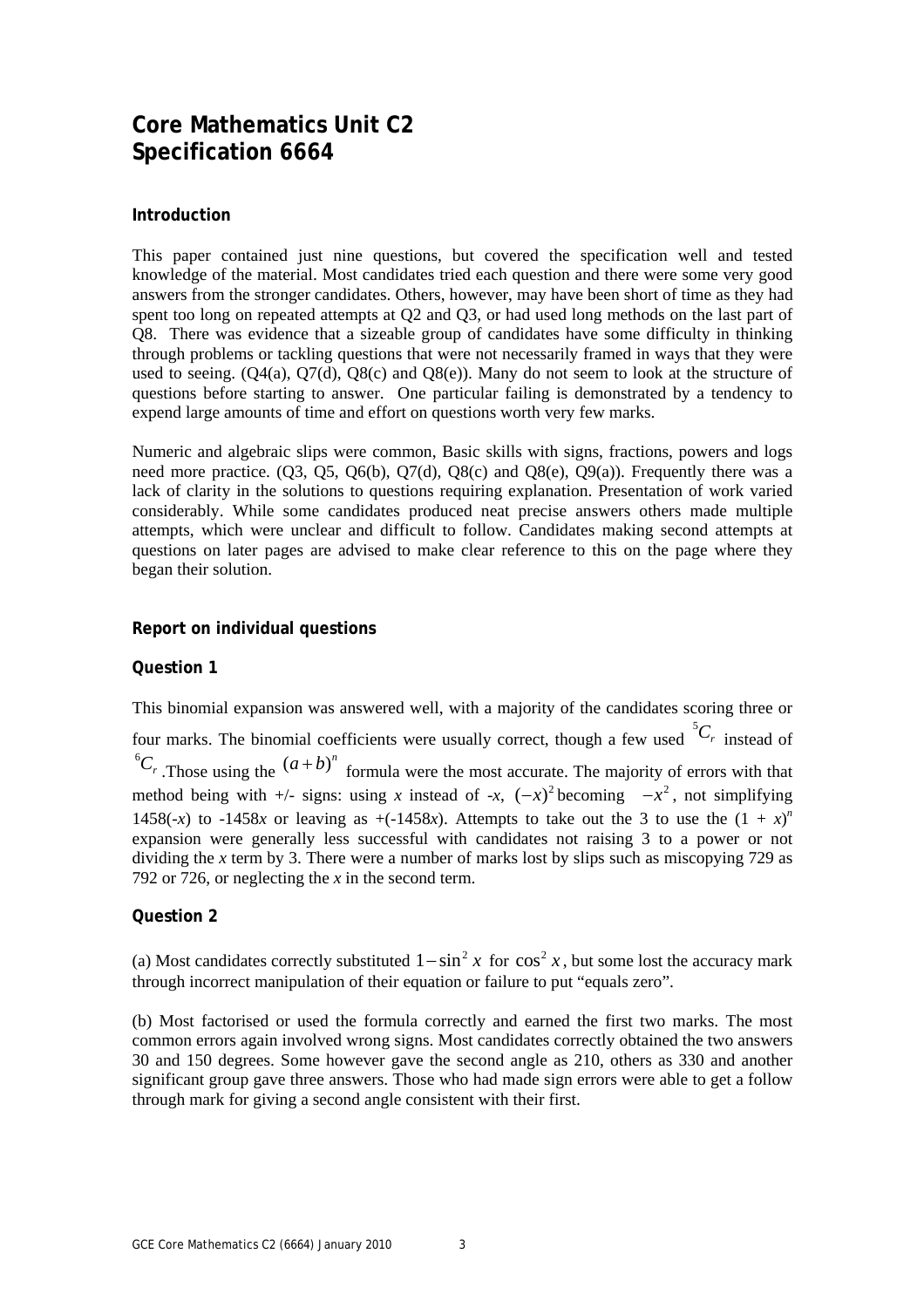# Core Mathematics Unit C2
# Specification 6664

### Introduction

This paper contained just nine questions, but covered the specification well and tested knowledge of the material. Most candidates tried each question and there were some very good answers from the stronger candidates. Others, however, may have been short of time as they had spent too long on repeated attempts at Q2 and Q3, or had used long methods on the last part of Q8. There was evidence that a sizeable group of candidates have some difficulty in thinking through problems or tackling questions that were not necessarily framed in ways that they were used to seeing. (Q4(a), Q7(d), Q8(c) and Q8(e)). Many do not seem to look at the structure of questions before starting to answer. One particular failing is demonstrated by a tendency to expend large amounts of time and effort on questions worth very few marks.

Numeric and algebraic slips were common, Basic skills with signs, fractions, powers and logs need more practice. (Q3, Q5, Q6(b), Q7(d), Q8(c) and Q8(e), Q9(a)). Frequently there was a lack of clarity in the solutions to questions requiring explanation. Presentation of work varied considerably. While some candidates produced neat precise answers others made multiple attempts, which were unclear and difficult to follow. Candidates making second attempts at questions on later pages are advised to make clear reference to this on the page where they began their solution.

### Report on individual questions

### Question 1

This binomial expansion was answered well, with a majority of the candidates scoring three or four marks. The binomial coefficients were usually correct, though a few used ${}^5C_r$ instead of ${}^6C_r$. Those using the $(a+b)^n$ formula were the most accurate. The majority of errors with that method being with +/- signs: using $x$ instead of $-x$, $(-x)^2$ becoming $-x^2$, not simplifying $1458(-x)$ to $-1458x$ or leaving as $+(-1458x)$. Attempts to take out the 3 to use the $(1 + x)^n$ expansion were generally less successful with candidates not raising 3 to a power or not dividing the $x$ term by 3. There were a number of marks lost by slips such as miscopying 729 as 792 or 726, or neglecting the $x$ in the second term.

### Question 2

(a) Most candidates correctly substituted $1-\sin^2 x$ for $\cos^2 x$, but some lost the accuracy mark through incorrect manipulation of their equation or failure to put "equals zero".

(b) Most factorised or used the formula correctly and earned the first two marks. The most common errors again involved wrong signs. Most candidates correctly obtained the two answers 30 and 150 degrees. Some however gave the second angle as 210, others as 330 and another significant group gave three answers. Those who had made sign errors were able to get a follow through mark for giving a second angle consistent with their first.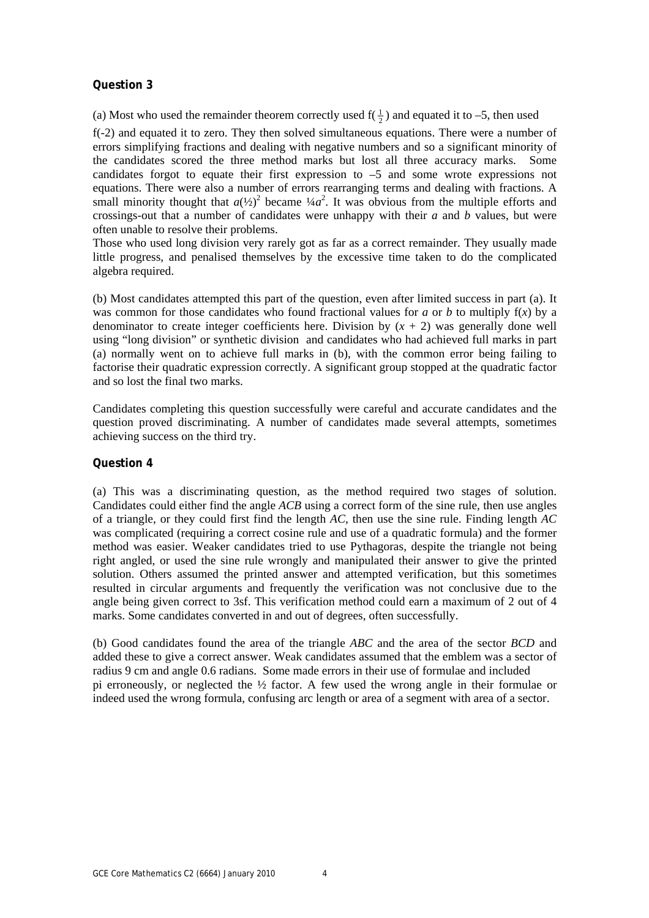**Question 3**

(a) Most who used the remainder theorem correctly used $f(\frac{1}{2})$ and equated it to –5, then used $f(-2)$ and equated it to zero. They then solved simultaneous equations. There were a number of errors simplifying fractions and dealing with negative numbers and so a significant minority of the candidates scored the three method marks but lost all three accuracy marks. Some candidates forgot to equate their first expression to –5 and some wrote expressions not equations. There were also a number of errors rearranging terms and dealing with fractions. A small minority thought that $a(½)^2$ became $¼a^2$. It was obvious from the multiple efforts and crossings-out that a number of candidates were unhappy with their *a* and *b* values, but were often unable to resolve their problems.

Those who used long division very rarely got as far as a correct remainder. They usually made little progress, and penalised themselves by the excessive time taken to do the complicated algebra required.

(b) Most candidates attempted this part of the question, even after limited success in part (a). It was common for those candidates who found fractional values for *a* or *b* to multiply f(*x*) by a denominator to create integer coefficients here. Division by $(x + 2)$ was generally done well using "long division" or synthetic division and candidates who had achieved full marks in part (a) normally went on to achieve full marks in (b), with the common error being failing to factorise their quadratic expression correctly. A significant group stopped at the quadratic factor and so lost the final two marks.

Candidates completing this question successfully were careful and accurate candidates and the question proved discriminating. A number of candidates made several attempts, sometimes achieving success on the third try.

**Question 4**

(a) This was a discriminating question, as the method required two stages of solution. Candidates could either find the angle *ACB* using a correct form of the sine rule, then use angles of a triangle, or they could first find the length *AC*, then use the sine rule. Finding length *AC* was complicated (requiring a correct cosine rule and use of a quadratic formula) and the former method was easier. Weaker candidates tried to use Pythagoras, despite the triangle not being right angled, or used the sine rule wrongly and manipulated their answer to give the printed solution. Others assumed the printed answer and attempted verification, but this sometimes resulted in circular arguments and frequently the verification was not conclusive due to the angle being given correct to 3sf. This verification method could earn a maximum of 2 out of 4 marks. Some candidates converted in and out of degrees, often successfully.

(b) Good candidates found the area of the triangle *ABC* and the area of the sector *BCD* and added these to give a correct answer. Weak candidates assumed that the emblem was a sector of radius 9 cm and angle 0.6 radians. Some made errors in their use of formulae and included pi erroneously, or neglected the ½ factor. A few used the wrong angle in their formulae or indeed used the wrong formula, confusing arc length or area of a segment with area of a sector.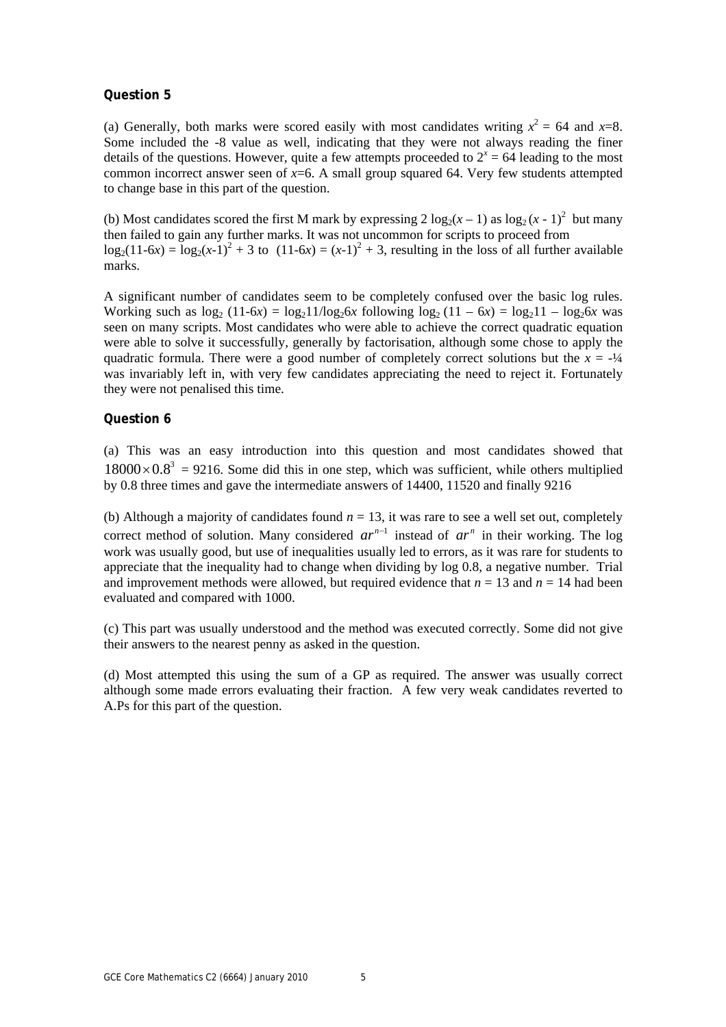**Question 5**

(a) Generally, both marks were scored easily with most candidates writing $x^2 = 64$ and $x=8$. Some included the -8 value as well, indicating that they were not always reading the finer details of the questions. However, quite a few attempts proceeded to $2^x = 64$ leading to the most common incorrect answer seen of $x=6$. A small group squared 64. Very few students attempted to change base in this part of the question.

(b) Most candidates scored the first M mark by expressing $2 \log_2(x - 1)$ as $\log_2 (x - 1)^2$ but many then failed to gain any further marks. It was not uncommon for scripts to proceed from $\log_2(11\text{-}6x) = \log_2(x\text{-}1)^2 + 3$ to $(11\text{-}6x) = (x\text{-}1)^2 + 3$, resulting in the loss of all further available marks.

A significant number of candidates seem to be completely confused over the basic log rules. Working such as $\log_2 (11\text{-}6x) = \log_2 11/\log_2 6x$ following $\log_2 (11 - 6x) = \log_2 11 - \log_2 6x$ was seen on many scripts. Most candidates who were able to achieve the correct quadratic equation were able to solve it successfully, generally by factorisation, although some chose to apply the quadratic formula. There were a good number of completely correct solutions but the $x = -¼$ was invariably left in, with very few candidates appreciating the need to reject it. Fortunately they were not penalised this time.

**Question 6**

(a) This was an easy introduction into this question and most candidates showed that $18000 \times 0.8^3 = 9216$. Some did this in one step, which was sufficient, while others multiplied by 0.8 three times and gave the intermediate answers of 14400, 11520 and finally 9216

(b) Although a majority of candidates found $n = 13$, it was rare to see a well set out, completely correct method of solution. Many considered $ar^{n-1}$ instead of $ar^n$ in their working. The log work was usually good, but use of inequalities usually led to errors, as it was rare for students to appreciate that the inequality had to change when dividing by log 0.8, a negative number. Trial and improvement methods were allowed, but required evidence that $n = 13$ and $n = 14$ had been evaluated and compared with 1000.

(c) This part was usually understood and the method was executed correctly. Some did not give their answers to the nearest penny as asked in the question.

(d) Most attempted this using the sum of a GP as required. The answer was usually correct although some made errors evaluating their fraction. A few very weak candidates reverted to A.Ps for this part of the question.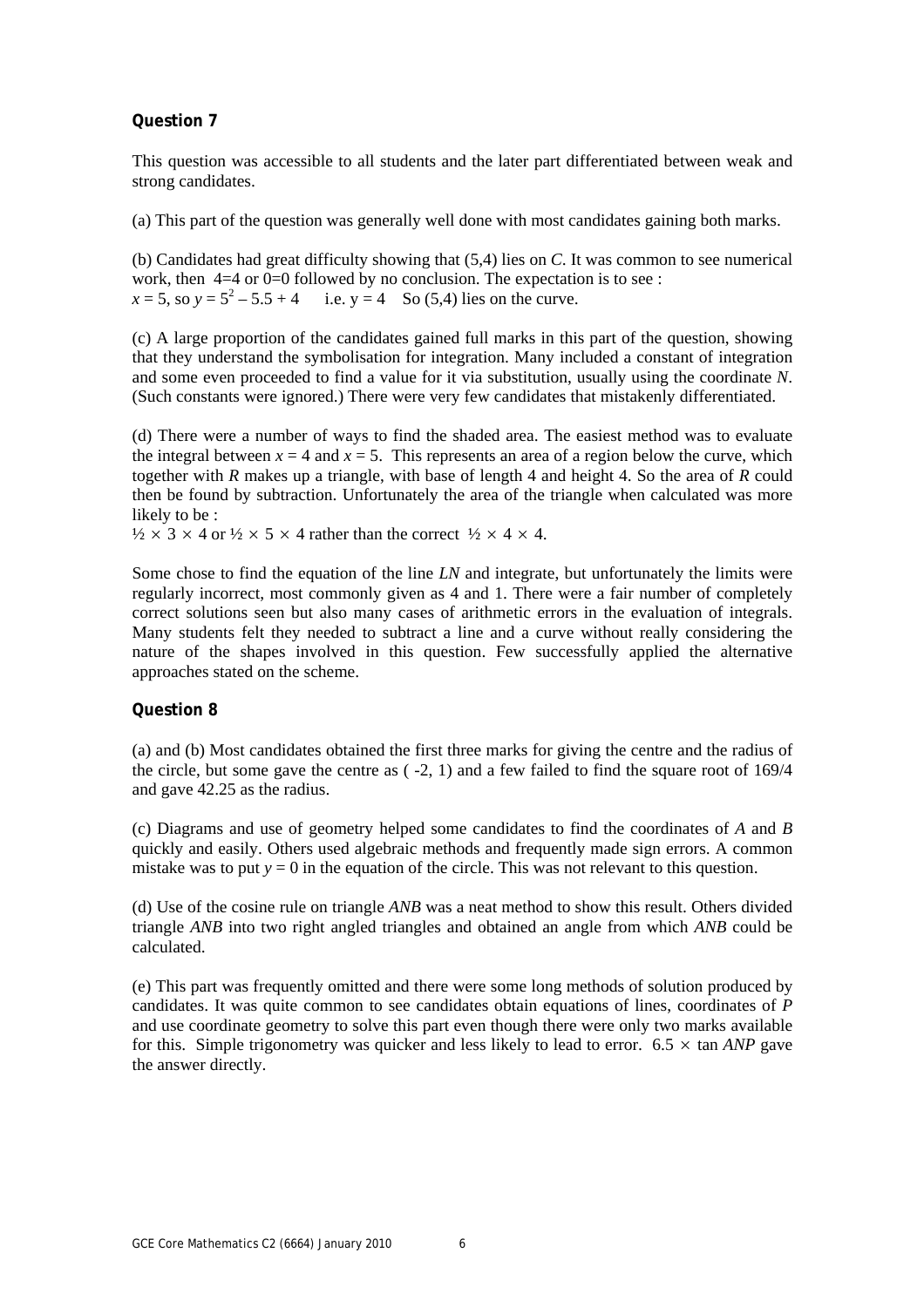## Question 7

This question was accessible to all students and the later part differentiated between weak and strong candidates.

(a) This part of the question was generally well done with most candidates gaining both marks.

(b) Candidates had great difficulty showing that (5,4) lies on *C*. It was common to see numerical work, then 4=4 or 0=0 followed by no conclusion. The expectation is to see :
$x = 5$, so $y = 5^2 - 5.5 + 4$ i.e. $y = 4$ So (5,4) lies on the curve.

(c) A large proportion of the candidates gained full marks in this part of the question, showing that they understand the symbolisation for integration. Many included a constant of integration and some even proceeded to find a value for it via substitution, usually using the coordinate *N*. (Such constants were ignored.) There were very few candidates that mistakenly differentiated.

(d) There were a number of ways to find the shaded area. The easiest method was to evaluate the integral between $x = 4$ and $x = 5$. This represents an area of a region below the curve, which together with *R* makes up a triangle, with base of length 4 and height 4. So the area of *R* could then be found by subtraction. Unfortunately the area of the triangle when calculated was more likely to be :
$\frac{1}{2} \times 3 \times 4$ or $\frac{1}{2} \times 5 \times 4$ rather than the correct $\frac{1}{2} \times 4 \times 4$.

Some chose to find the equation of the line *LN* and integrate, but unfortunately the limits were regularly incorrect, most commonly given as 4 and 1. There were a fair number of completely correct solutions seen but also many cases of arithmetic errors in the evaluation of integrals. Many students felt they needed to subtract a line and a curve without really considering the nature of the shapes involved in this question. Few successfully applied the alternative approaches stated on the scheme.

## Question 8

(a) and (b) Most candidates obtained the first three marks for giving the centre and the radius of the circle, but some gave the centre as ( -2, 1) and a few failed to find the square root of 169/4 and gave 42.25 as the radius.

(c) Diagrams and use of geometry helped some candidates to find the coordinates of *A* and *B* quickly and easily. Others used algebraic methods and frequently made sign errors. A common mistake was to put $y = 0$ in the equation of the circle. This was not relevant to this question.

(d) Use of the cosine rule on triangle *ANB* was a neat method to show this result. Others divided triangle *ANB* into two right angled triangles and obtained an angle from which *ANB* could be calculated.

(e) This part was frequently omitted and there were some long methods of solution produced by candidates. It was quite common to see candidates obtain equations of lines, coordinates of *P* and use coordinate geometry to solve this part even though there were only two marks available for this. Simple trigonometry was quicker and less likely to lead to error. $6.5 \times \tan ANP$ gave the answer directly.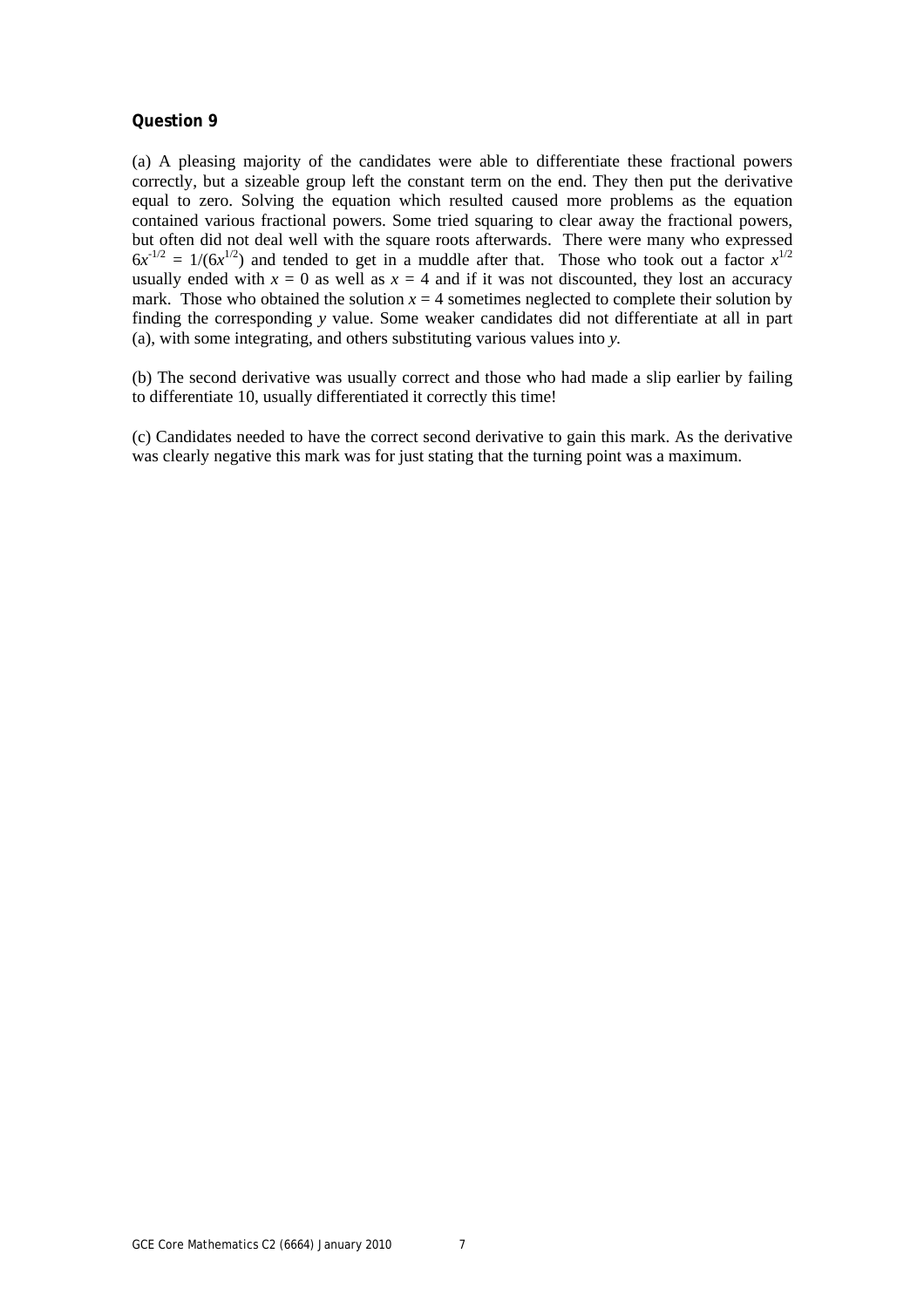**Question 9**

(a) A pleasing majority of the candidates were able to differentiate these fractional powers correctly, but a sizeable group left the constant term on the end. They then put the derivative equal to zero. Solving the equation which resulted caused more problems as the equation contained various fractional powers. Some tried squaring to clear away the fractional powers, but often did not deal well with the square roots afterwards. There were many who expressed $6x^{-1/2} = 1/(6x^{1/2})$ and tended to get in a muddle after that. Those who took out a factor $x^{1/2}$ usually ended with $x = 0$ as well as $x = 4$ and if it was not discounted, they lost an accuracy mark. Those who obtained the solution $x = 4$ sometimes neglected to complete their solution by finding the corresponding $y$ value. Some weaker candidates did not differentiate at all in part (a), with some integrating, and others substituting various values into $y$.

(b) The second derivative was usually correct and those who had made a slip earlier by failing to differentiate 10, usually differentiated it correctly this time!

(c) Candidates needed to have the correct second derivative to gain this mark. As the derivative was clearly negative this mark was for just stating that the turning point was a maximum.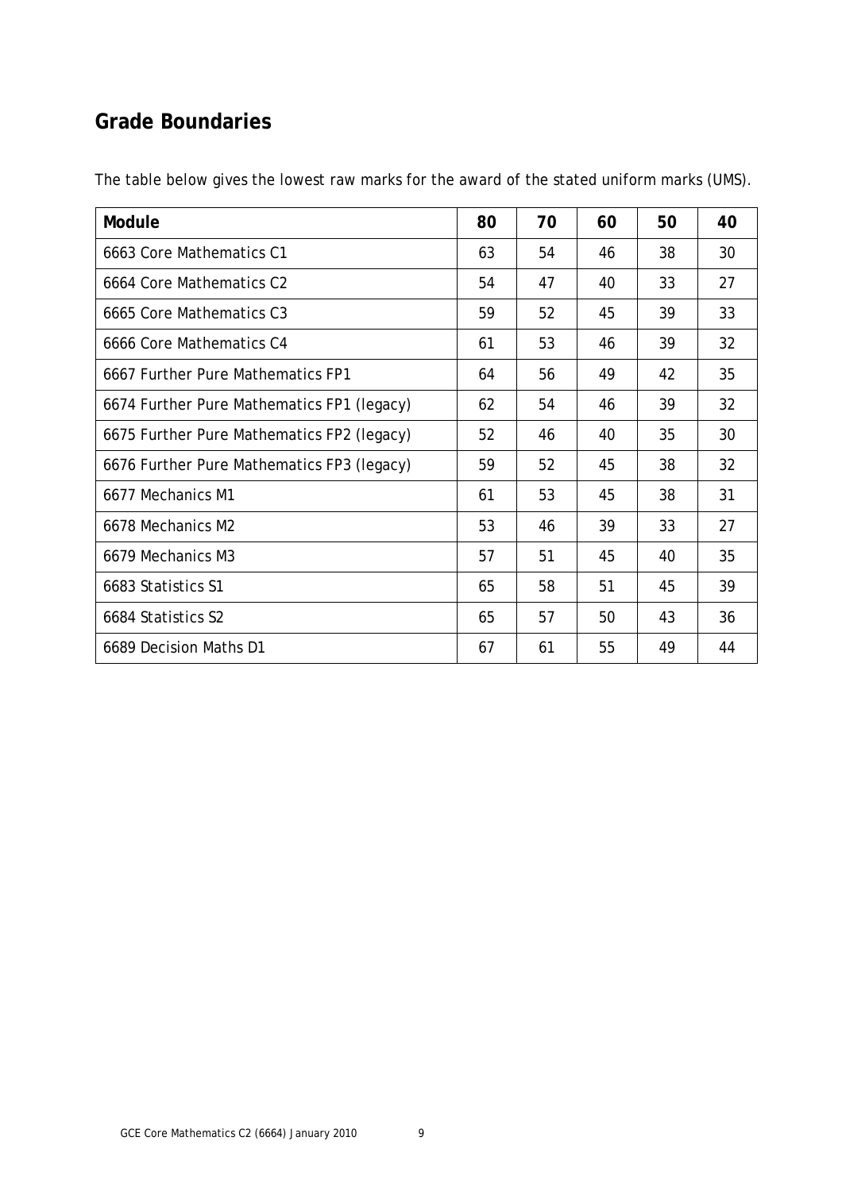## Grade Boundaries

The table below gives the lowest raw marks for the award of the stated uniform marks (UMS).

| Module | 80 | 70 | 60 | 50 | 40 |
|---|---|---|---|---|---|
| 6663 Core Mathematics C1 | 63 | 54 | 46 | 38 | 30 |
| 6664 Core Mathematics C2 | 54 | 47 | 40 | 33 | 27 |
| 6665 Core Mathematics C3 | 59 | 52 | 45 | 39 | 33 |
| 6666 Core Mathematics C4 | 61 | 53 | 46 | 39 | 32 |
| 6667 Further Pure Mathematics FP1 | 64 | 56 | 49 | 42 | 35 |
| 6674 Further Pure Mathematics FP1 (legacy) | 62 | 54 | 46 | 39 | 32 |
| 6675 Further Pure Mathematics FP2 (legacy) | 52 | 46 | 40 | 35 | 30 |
| 6676 Further Pure Mathematics FP3 (legacy) | 59 | 52 | 45 | 38 | 32 |
| 6677 Mechanics M1 | 61 | 53 | 45 | 38 | 31 |
| 6678 Mechanics M2 | 53 | 46 | 39 | 33 | 27 |
| 6679 Mechanics M3 | 57 | 51 | 45 | 40 | 35 |
| 6683 Statistics S1 | 65 | 58 | 51 | 45 | 39 |
| 6684 Statistics S2 | 65 | 57 | 50 | 43 | 36 |
| 6689 Decision Maths D1 | 67 | 61 | 55 | 49 | 44 |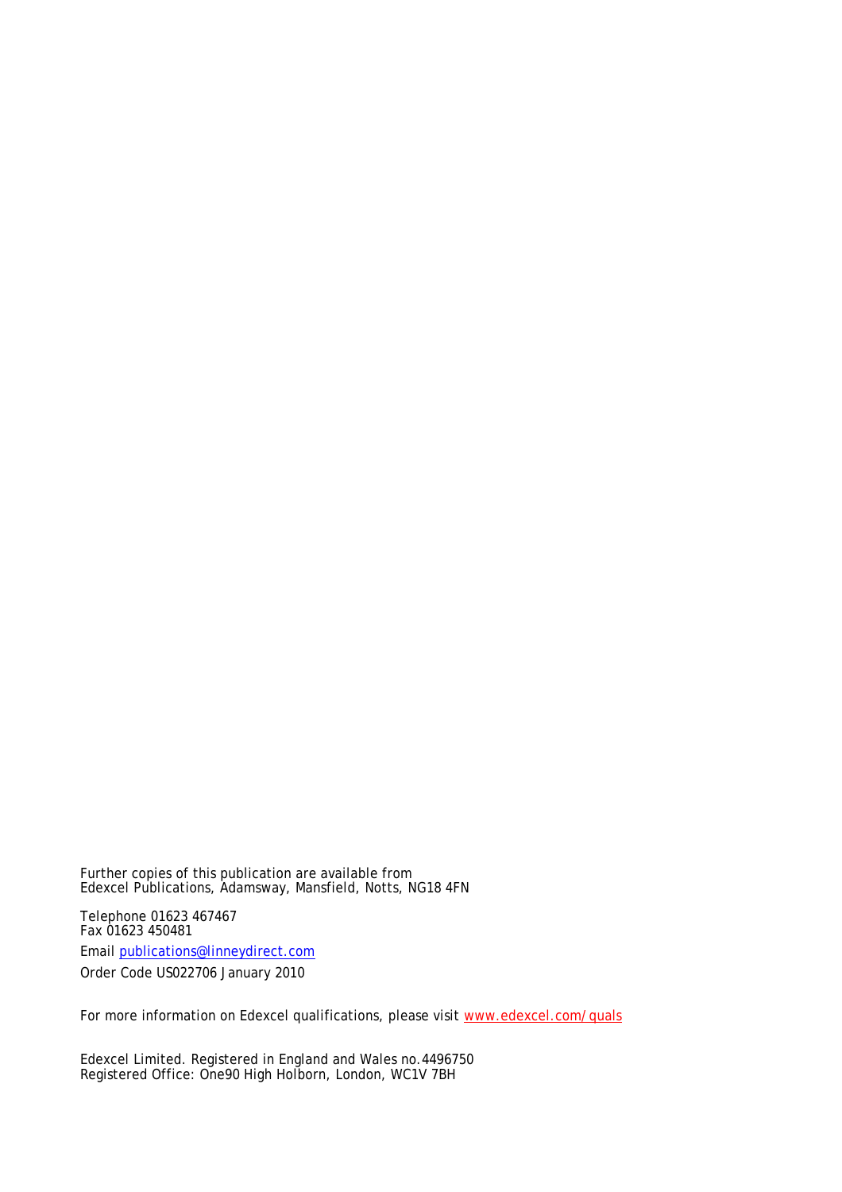Further copies of this publication are available from
Edexcel Publications, Adamsway, Mansfield, Notts, NG18 4FN

Telephone 01623 467467
Fax 01623 450481

Email publications@linneydirect.com

Order Code US022706 January 2010

For more information on Edexcel qualifications, please visit www.edexcel.com/quals

Edexcel Limited. Registered in England and Wales no.4496750
Registered Office: One90 High Holborn, London, WC1V 7BH